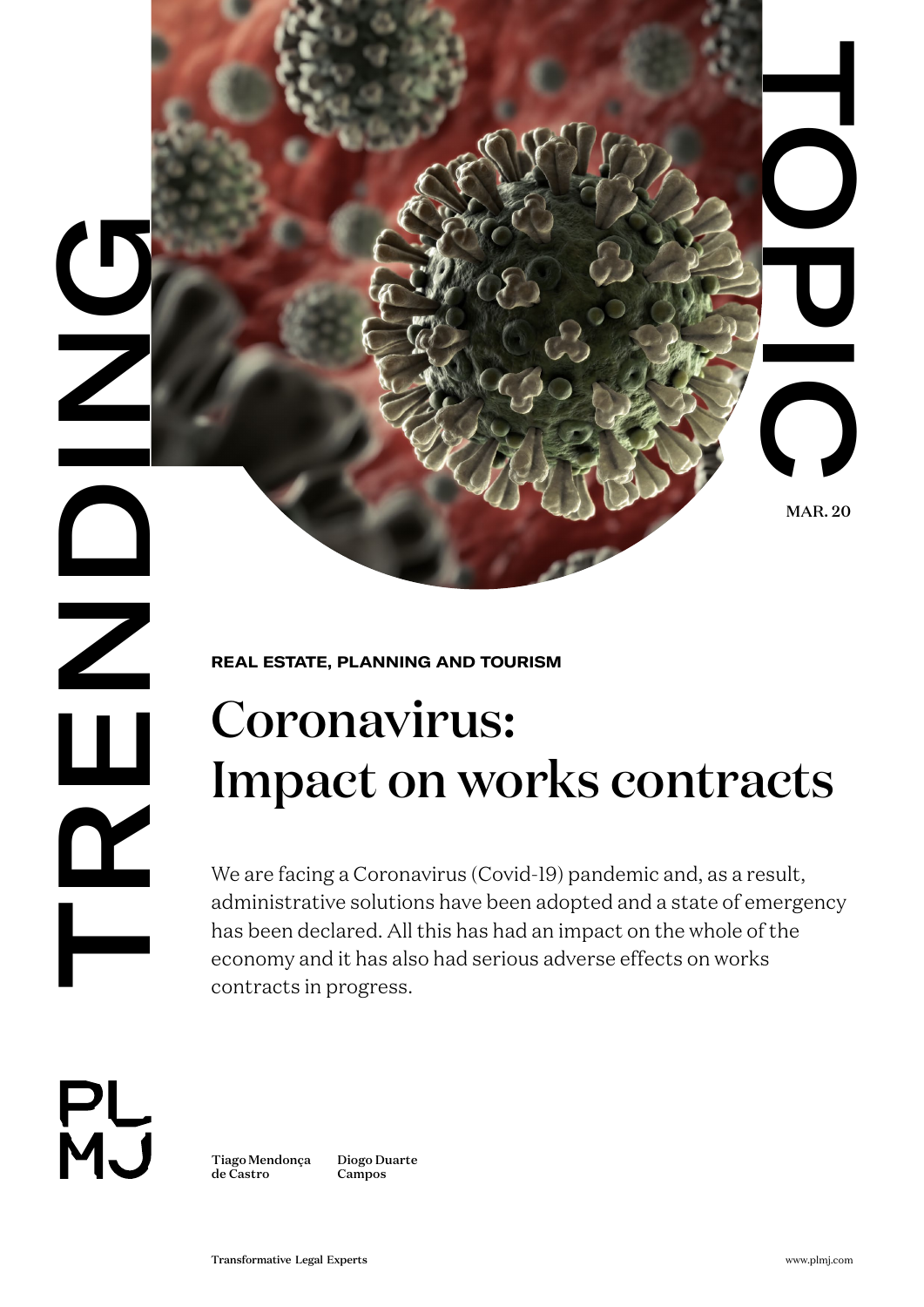TRENDING TOPIC

MAR. 20

**REAL ESTATE, PLANNING AND TOURISM**

# Coronavirus: Impact on works contracts

We are facing a Coronavirus (Covid-19) pandemic and, as a result, administrative solutions have been adopted and a state of emergency has been declared. All this has had an impact on the whole of the economy and it has also had serious adverse effects on works contracts in progress.

PLMJ

Tiago Mendonça de Castro

Diogo Duarte Campos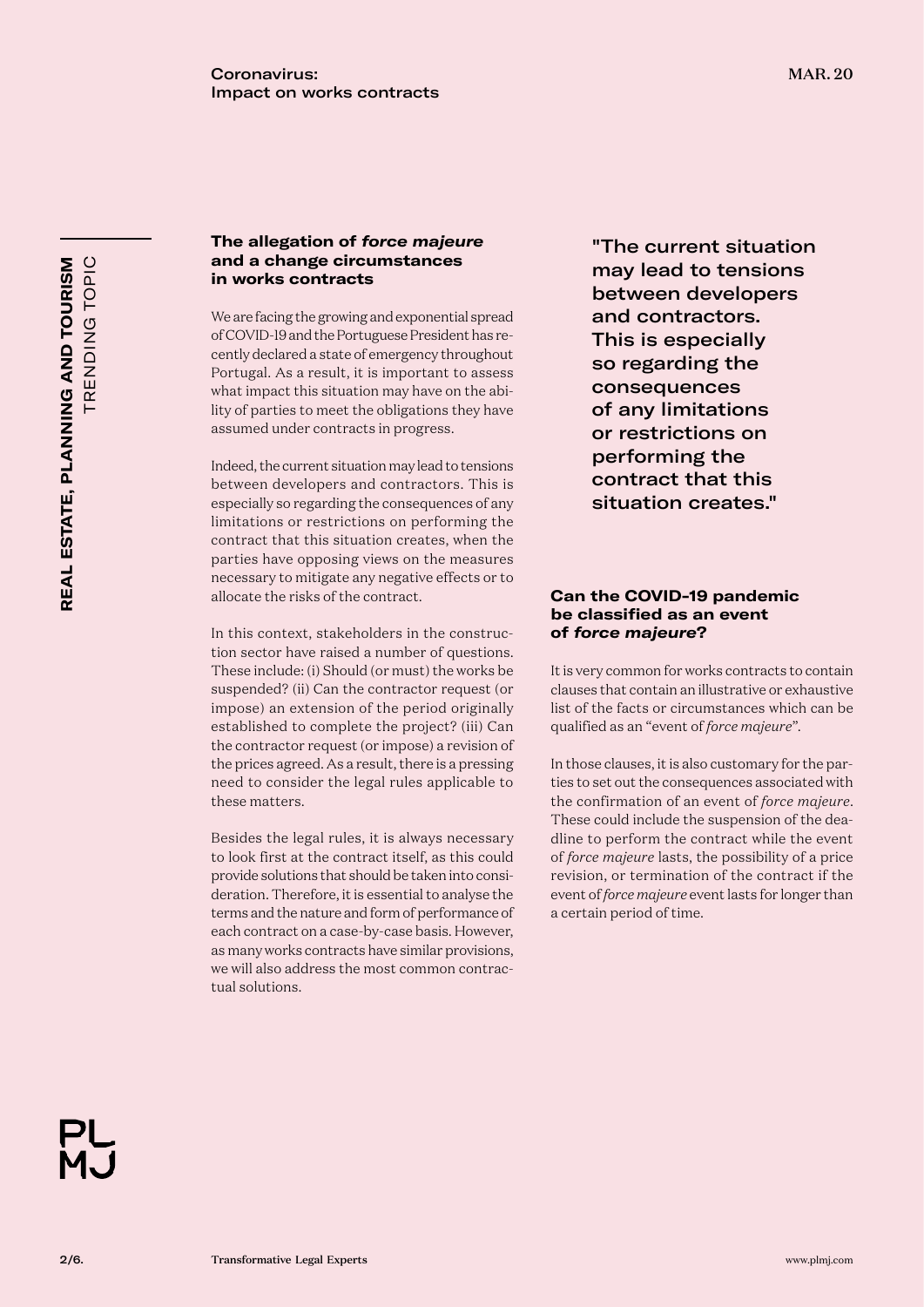## The allegation of *force majeure* and a change circumstances in works contracts

We are facing the growing and exponential spread of COVID-19 and the Portuguese President has recently declared a state of emergency throughout Portugal. As a result, it is important to assess what impact this situation may have on the ability of parties to meet the obligations they have assumed under contracts in progress.

Indeed, the current situation may lead to tensions between developers and contractors. This is especially so regarding the consequences of any limitations or restrictions on performing the contract that this situation creates, when the parties have opposing views on the measures necessary to mitigate any negative effects or to allocate the risks of the contract.

In this context, stakeholders in the construction sector have raised a number of questions. These include: (i) Should (or must) the works be suspended? (ii) Can the contractor request (or impose) an extension of the period originally established to complete the project? (iii) Can the contractor request (or impose) a revision of the prices agreed. As a result, there is a pressing need to consider the legal rules applicable to these matters.

Besides the legal rules, it is always necessary to look first at the contract itself, as this could provide solutions that should be taken into consideration. Therefore, it is essential to analyse the terms and the nature and form of performance of each contract on a case-by-case basis. However, as many works contracts have similar provisions, we will also address the most common contractual solutions.

> "The current situation may lead to tensions between developers and contractors. This is especially so regarding the consequences of any limitations or restrictions on performing the contract that this situation creates."

## Can the COVID-19 pandemic be classified as an event of *force majeure*?

It is very common for works contracts to contain clauses that contain an illustrative or exhaustive list of the facts or circumstances which can be qualified as an "event of *force majeure*".

In those clauses, it is also customary for the parties to set out the consequences associated with the confirmation of an event of *force majeure*. These could include the suspension of the deadline to perform the contract while the event of *force majeure* lasts, the possibility of a price revision, or termination of the contract if the event of *force majeure* event lasts for longer than a certain period of time.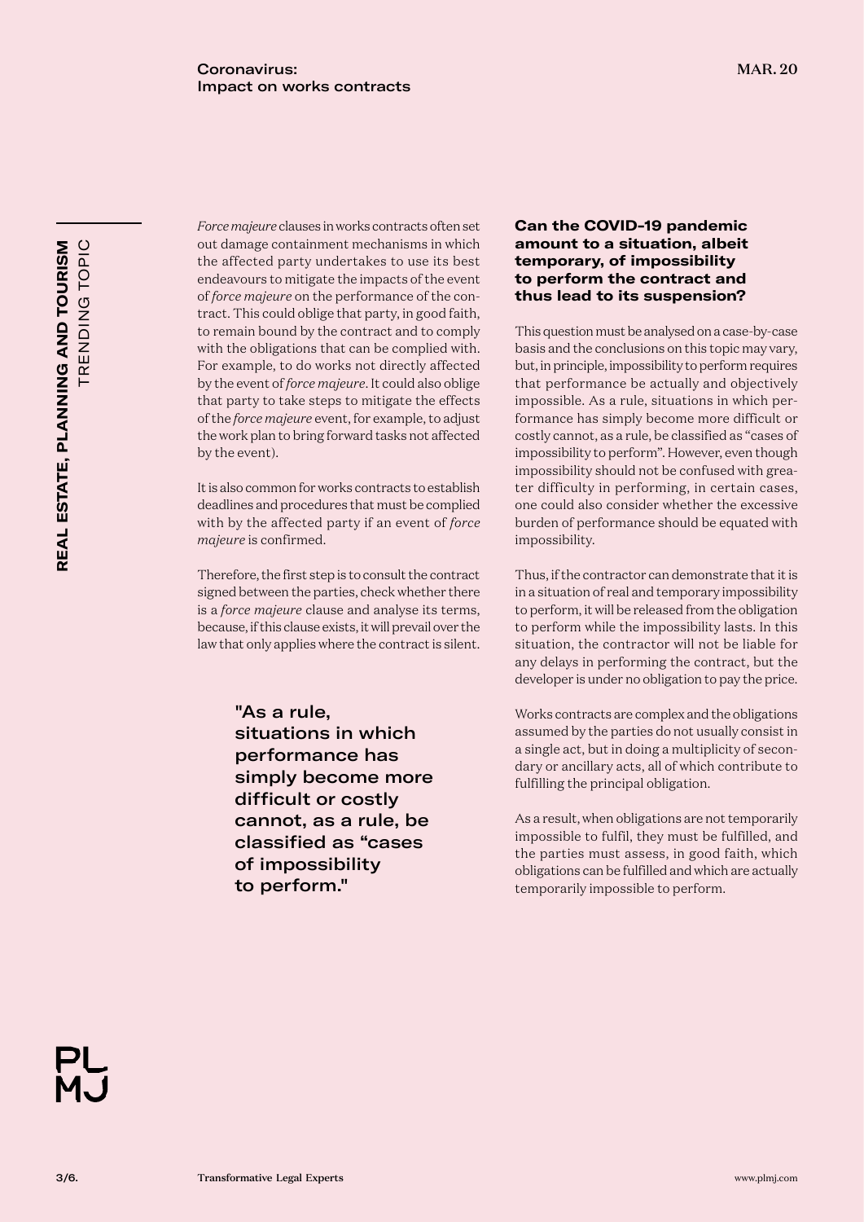*Force majeure* clauses in works contracts often set out damage containment mechanisms in which the affected party undertakes to use its best endeavours to mitigate the impacts of the event of *force majeure* on the performance of the contract. This could oblige that party, in good faith, to remain bound by the contract and to comply with the obligations that can be complied with. For example, to do works not directly affected by the event of *force majeure*. It could also oblige that party to take steps to mitigate the effects of the *force majeure* event, for example, to adjust the work plan to bring forward tasks not affected by the event).

It is also common for works contracts to establish deadlines and procedures that must be complied with by the affected party if an event of *force majeure* is confirmed.

Therefore, the first step is to consult the contract signed between the parties, check whether there is a *force majeure* clause and analyse its terms, because, if this clause exists, it will prevail over the law that only applies where the contract is silent.

> "As a rule, situations in which performance has simply become more difficult or costly cannot, as a rule, be classified as "cases of impossibility to perform."

### Can the COVID-19 pandemic amount to a situation, albeit temporary, of impossibility to perform the contract and thus lead to its suspension?

This question must be analysed on a case-by-case basis and the conclusions on this topic may vary, but, in principle, impossibility to perform requires that performance be actually and objectively impossible. As a rule, situations in which performance has simply become more difficult or costly cannot, as a rule, be classified as "cases of impossibility to perform". However, even though impossibility should not be confused with greater difficulty in performing, in certain cases, one could also consider whether the excessive burden of performance should be equated with impossibility.

Thus, if the contractor can demonstrate that it is in a situation of real and temporary impossibility to perform, it will be released from the obligation to perform while the impossibility lasts. In this situation, the contractor will not be liable for any delays in performing the contract, but the developer is under no obligation to pay the price.

Works contracts are complex and the obligations assumed by the parties do not usually consist in a single act, but in doing a multiplicity of secondary or ancillary acts, all of which contribute to fulfilling the principal obligation.

As a result, when obligations are not temporarily impossible to fulfil, they must be fulfilled, and the parties must assess, in good faith, which obligations can be fulfilled and which are actually temporarily impossible to perform.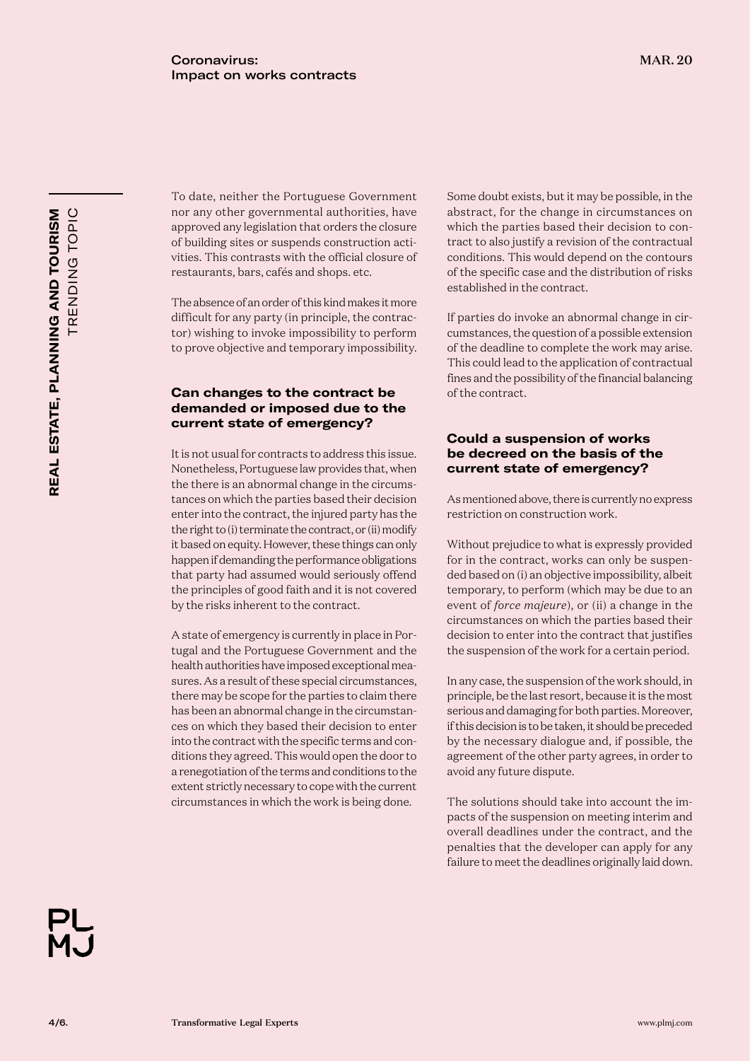To date, neither the Portuguese Government nor any other governmental authorities, have approved any legislation that orders the closure of building sites or suspends construction activities. This contrasts with the official closure of restaurants, bars, cafés and shops. etc.

The absence of an order of this kind makes it more difficult for any party (in principle, the contractor) wishing to invoke impossibility to perform to prove objective and temporary impossibility.

## Can changes to the contract be demanded or imposed due to the current state of emergency?

It is not usual for contracts to address this issue. Nonetheless, Portuguese law provides that, when the there is an abnormal change in the circumstances on which the parties based their decision enter into the contract, the injured party has the the right to (i) terminate the contract, or (ii) modify it based on equity. However, these things can only happen if demanding the performance obligations that party had assumed would seriously offend the principles of good faith and it is not covered by the risks inherent to the contract.

A state of emergency is currently in place in Portugal and the Portuguese Government and the health authorities have imposed exceptional measures. As a result of these special circumstances, there may be scope for the parties to claim there has been an abnormal change in the circumstances on which they based their decision to enter into the contract with the specific terms and conditions they agreed. This would open the door to a renegotiation of the terms and conditions to the extent strictly necessary to cope with the current circumstances in which the work is being done.

Some doubt exists, but it may be possible, in the abstract, for the change in circumstances on which the parties based their decision to contract to also justify a revision of the contractual conditions. This would depend on the contours of the specific case and the distribution of risks established in the contract.

If parties do invoke an abnormal change in circumstances, the question of a possible extension of the deadline to complete the work may arise. This could lead to the application of contractual fines and the possibility of the financial balancing of the contract.

## Could a suspension of works be decreed on the basis of the current state of emergency?

As mentioned above, there is currently no express restriction on construction work.

Without prejudice to what is expressly provided for in the contract, works can only be suspended based on (i) an objective impossibility, albeit temporary, to perform (which may be due to an event of *force majeure*), or (ii) a change in the circumstances on which the parties based their decision to enter into the contract that justifies the suspension of the work for a certain period.

In any case, the suspension of the work should, in principle, be the last resort, because it is the most serious and damaging for both parties. Moreover, if this decision is to be taken, it should be preceded by the necessary dialogue and, if possible, the agreement of the other party agrees, in order to avoid any future dispute.

The solutions should take into account the impacts of the suspension on meeting interim and overall deadlines under the contract, and the penalties that the developer can apply for any failure to meet the deadlines originally laid down.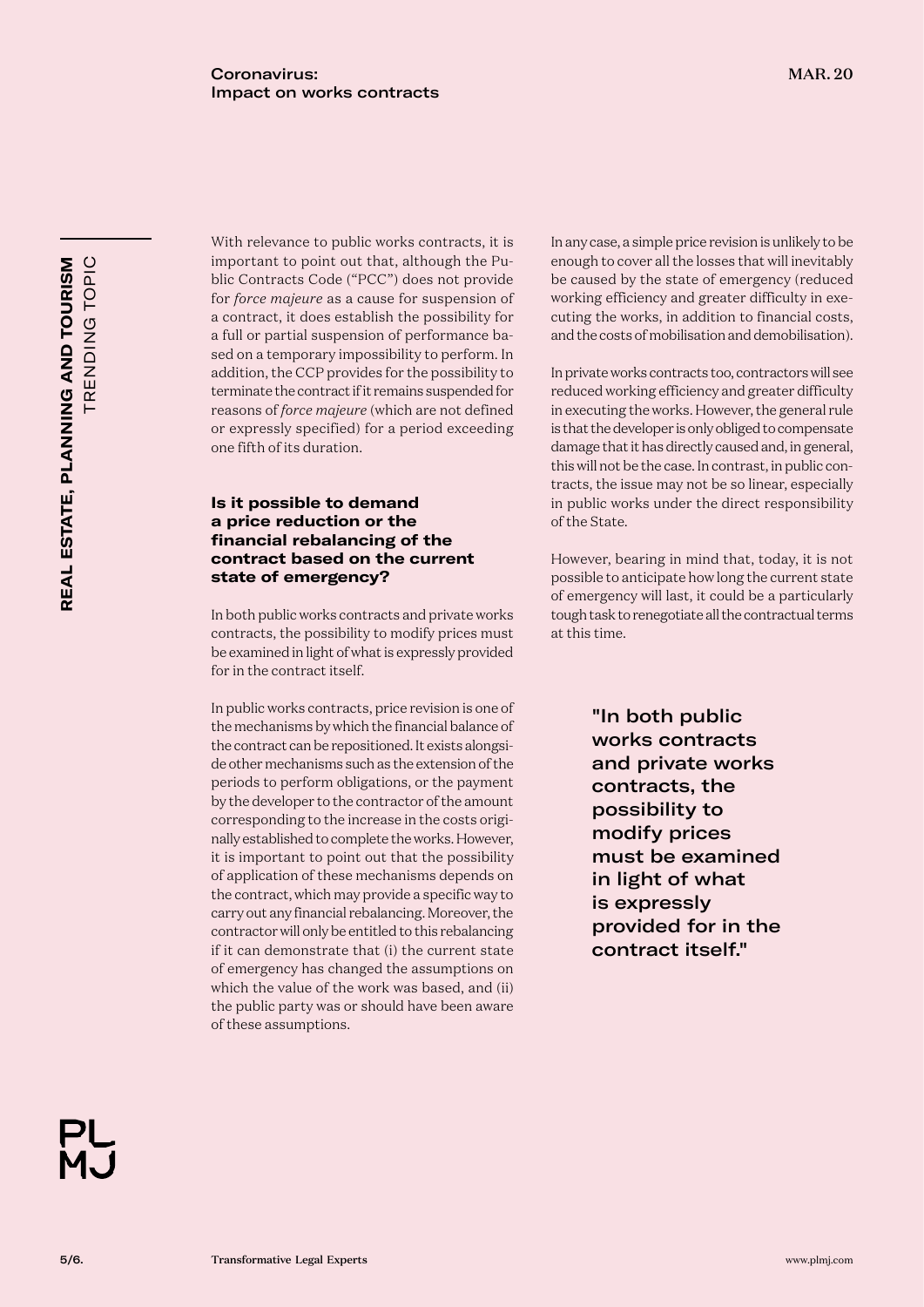With relevance to public works contracts, it is important to point out that, although the Public Contracts Code ("PCC") does not provide for *force majeure* as a cause for suspension of a contract, it does establish the possibility for a full or partial suspension of performance based on a temporary impossibility to perform. In addition, the CCP provides for the possibility to terminate the contract if it remains suspended for reasons of *force majeure* (which are not defined or expressly specified) for a period exceeding one fifth of its duration.

### Is it possible to demand a price reduction or the financial rebalancing of the contract based on the current state of emergency?

In both public works contracts and private works contracts, the possibility to modify prices must be examined in light of what is expressly provided for in the contract itself.

In public works contracts, price revision is one of the mechanisms by which the financial balance of the contract can be repositioned. It exists alongside other mechanisms such as the extension of the periods to perform obligations, or the payment by the developer to the contractor of the amount corresponding to the increase in the costs originally established to complete the works. However, it is important to point out that the possibility of application of these mechanisms depends on the contract, which may provide a specific way to carry out any financial rebalancing. Moreover, the contractor will only be entitled to this rebalancing if it can demonstrate that (i) the current state of emergency has changed the assumptions on which the value of the work was based, and (ii) the public party was or should have been aware of these assumptions.

In any case, a simple price revision is unlikely to be enough to cover all the losses that will inevitably be caused by the state of emergency (reduced working efficiency and greater difficulty in executing the works, in addition to financial costs, and the costs of mobilisation and demobilisation).

In private works contracts too, contractors will see reduced working efficiency and greater difficulty in executing the works. However, the general rule is that the developer is only obliged to compensate damage that it has directly caused and, in general, this will not be the case. In contrast, in public contracts, the issue may not be so linear, especially in public works under the direct responsibility of the State.

However, bearing in mind that, today, it is not possible to anticipate how long the current state of emergency will last, it could be a particularly tough task to renegotiate all the contractual terms at this time.

> **"In both public works contracts and private works contracts, the possibility to modify prices must be examined in light of what is expressly provided for in the contract itself."**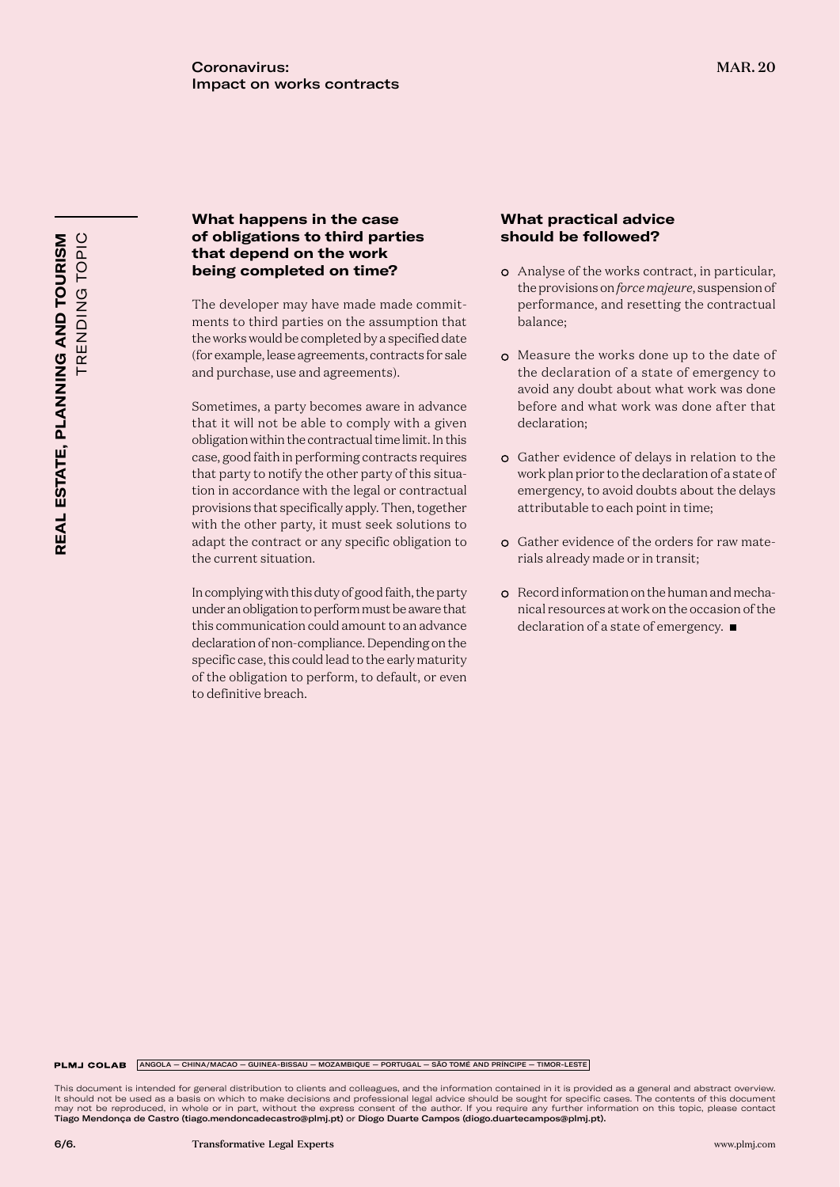## What happens in the case of obligations to third parties that depend on the work being completed on time?

The developer may have made made commitments to third parties on the assumption that the works would be completed by a specified date (for example, lease agreements, contracts for sale and purchase, use and agreements).

Sometimes, a party becomes aware in advance that it will not be able to comply with a given obligation within the contractual time limit. In this case, good faith in performing contracts requires that party to notify the other party of this situation in accordance with the legal or contractual provisions that specifically apply. Then, together with the other party, it must seek solutions to adapt the contract or any specific obligation to the current situation.

In complying with this duty of good faith, the party under an obligation to perform must be aware that this communication could amount to an advance declaration of non-compliance. Depending on the specific case, this could lead to the early maturity of the obligation to perform, to default, or even to definitive breach.

## What practical advice should be followed?

- Analyse of the works contract, in particular, the provisions on *force majeure*, suspension of performance, and resetting the contractual balance;
- Measure the works done up to the date of the declaration of a state of emergency to avoid any doubt about what work was done before and what work was done after that declaration;
- Gather evidence of delays in relation to the work plan prior to the declaration of a state of emergency, to avoid doubts about the delays attributable to each point in time;
- Gather evidence of the orders for raw materials already made or in transit;
- Record information on the human and mechanical resources at work on the occasion of the declaration of a state of emergency. ■

PLMJ COLAB ANGOLA — CHINA/MACAO — GUINEA-BISSAU — MOZAMBIQUE — PORTUGAL — SÃO TOMÉ AND PRÍNCIPE — TIMOR-LESTE

This document is intended for general distribution to clients and colleagues, and the information contained in it is provided as a general and abstract overview. It should not be used as a basis on which to make decisions and professional legal advice should be sought for specific cases. The contents of this document may not be reproduced, in whole or in part, without the express consent of the author. If you require any further information on this topic, please contact **Tiago Mendonça de Castro (tiago.mendoncadecastro@plmj.pt)** or **Diogo Duarte Campos (diogo.duartecampos@plmj.pt).**